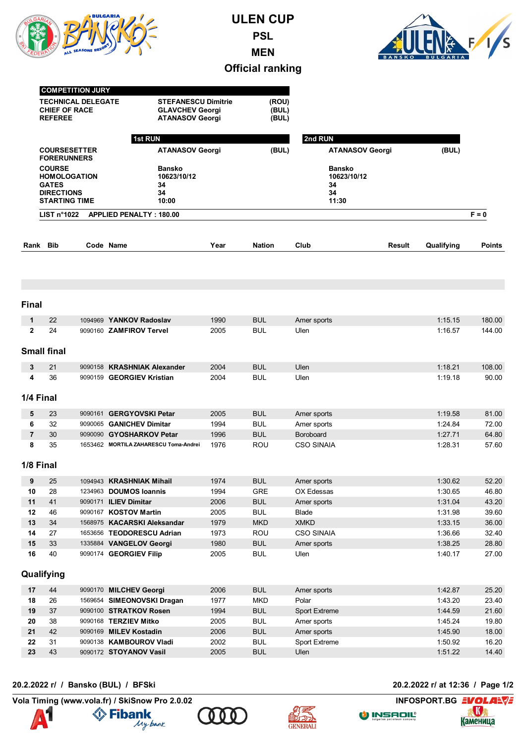# ULEN CUP

## PSL

## MEN

## Official ranking

| COMPETITION JURY | | |
|---|---|---|
| TECHNICAL DELEGATE | STEFANESCU Dimitrie | (ROU) |
| CHIEF OF RACE | GLAVCHEV Georgi | (BUL) |
| REFEREE | ATANASOV Georgi | (BUL) |

| | 1st RUN | | 2nd RUN | |
|---|---|---|---|---|
| COURSESETTER | ATANASOV Georgi | (BUL) | ATANASOV Georgi | (BUL) |
| FORERUNNERS | | | | |
| COURSE | Bansko | | Bansko | |
| HOMOLOGATION | 10623/10/12 | | 10623/10/12 | |
| GATES | 34 | | 34 | |
| DIRECTIONS | 34 | | 34 | |
| STARTING TIME | 10:00 | | 11:30 | |

LIST n°1022 APPLIED PENALTY : 180.00 F = 0

### Final

| Rank | Bib | Code | Name | Year | Nation | Club | Result | Qualifying | Points |
|---|---|---|---|---|---|---|---|---|---|
| 1 | 22 | 1094969 | YANKOV Radoslav | 1990 | BUL | Amer sports | | 1:15.15 | 180.00 |
| 2 | 24 | 9090160 | ZAMFIROV Tervel | 2005 | BUL | Ulen | | 1:16.57 | 144.00 |

### Small final

| Rank | Bib | Code | Name | Year | Nation | Club | Result | Qualifying | Points |
|---|---|---|---|---|---|---|---|---|---|
| 3 | 21 | 9090158 | KRASHNIAK Alexander | 2004 | BUL | Ulen | | 1:18.21 | 108.00 |
| 4 | 36 | 9090159 | GEORGIEV Kristian | 2004 | BUL | Ulen | | 1:19.18 | 90.00 |

### 1/4 Final

| Rank | Bib | Code | Name | Year | Nation | Club | Result | Qualifying | Points |
|---|---|---|---|---|---|---|---|---|---|
| 5 | 23 | 9090161 | GERGYOVSKI Petar | 2005 | BUL | Amer sports | | 1:19.58 | 81.00 |
| 6 | 32 | 9090065 | GANICHEV Dimitar | 1994 | BUL | Amer sports | | 1:24.84 | 72.00 |
| 7 | 30 | 9090090 | GYOSHARKOV Petar | 1996 | BUL | Boroboard | | 1:27.71 | 64.80 |
| 8 | 35 | 1653462 | MORTILA ZAHARESCU Toma-Andrei | 1976 | ROU | CSO SINAIA | | 1:28.31 | 57.60 |

### 1/8 Final

| Rank | Bib | Code | Name | Year | Nation | Club | Result | Qualifying | Points |
|---|---|---|---|---|---|---|---|---|---|
| 9 | 25 | 1094943 | KRASHNIAK Mihail | 1974 | BUL | Amer sports | | 1:30.62 | 52.20 |
| 10 | 28 | 1234963 | DOUMOS Ioannis | 1994 | GRE | OX Edessas | | 1:30.65 | 46.80 |
| 11 | 41 | 9090171 | ILIEV Dimitar | 2006 | BUL | Amer sports | | 1:31.04 | 43.20 |
| 12 | 46 | 9090167 | KOSTOV Martin | 2005 | BUL | Blade | | 1:31.98 | 39.60 |
| 13 | 34 | 1568975 | KACARSKI Aleksandar | 1979 | MKD | XMKD | | 1:33.15 | 36.00 |
| 14 | 27 | 1653656 | TEODORESCU Adrian | 1973 | ROU | CSO SINAIA | | 1:36.66 | 32.40 |
| 15 | 33 | 1335884 | VANGELOV Georgi | 1980 | BUL | Amer sports | | 1:38.25 | 28.80 |
| 16 | 40 | 9090174 | GEORGIEV Filip | 2005 | BUL | Ulen | | 1:40.17 | 27.00 |

### Qualifying

| Rank | Bib | Code | Name | Year | Nation | Club | Result | Qualifying | Points |
|---|---|---|---|---|---|---|---|---|---|
| 17 | 44 | 9090170 | MILCHEV Georgi | 2006 | BUL | Amer sports | | 1:42.87 | 25.20 |
| 18 | 26 | 1569654 | SIMEONOVSKI Dragan | 1977 | MKD | Polar | | 1:43.20 | 23.40 |
| 19 | 37 | 9090100 | STRATKOV Rosen | 1994 | BUL | Sport Extreme | | 1:44.59 | 21.60 |
| 20 | 38 | 9090168 | TERZIEV Mitko | 2005 | BUL | Amer sports | | 1:45.24 | 19.80 |
| 21 | 42 | 9090169 | MILEV Kostadin | 2006 | BUL | Amer sports | | 1:45.90 | 18.00 |
| 22 | 31 | 9090138 | KAMBOUROV Vladi | 2002 | BUL | Sport Extreme | | 1:50.92 | 16.20 |
| 23 | 43 | 9090172 | STOYANOV Vasil | 2005 | BUL | Ulen | | 1:51.22 | 14.40 |

20.2.2022 r/ / Bansko (BUL) / BFSki — 20.2.2022 r/ at 12:36

Vola Timing (www.vola.fr) / SkiSnow Pro 2.0.02 — INFOSPORT.BG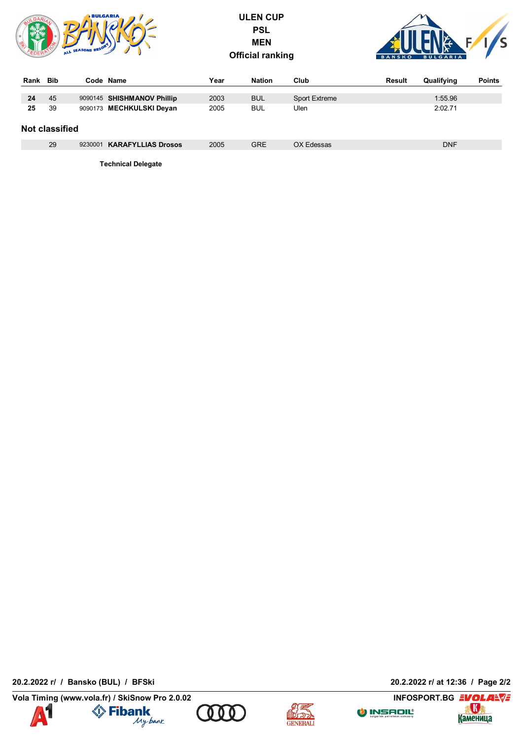# ULEN CUP
## PSL
## MEN
## Official ranking

| Rank | Bib | Code | Name | Year | Nation | Club | Result | Qualifying | Points |
|---|---|---|---|---|---|---|---|---|---|
| **24** | 45 | 9090145 | **SHISHMANOV Phillip** | 2003 | BUL | Sport Extreme | | 1:55.96 | |
| **25** | 39 | 9090173 | **MECHKULSKI Deyan** | 2005 | BUL | Ulen | | 2:02.71 | |

### Not classified

| Rank | Bib | Code | Name | Year | Nation | Club | Result | Qualifying | Points |
|---|---|---|---|---|---|---|---|---|---|
| | 29 | 9230001 | **KARAFYLLIAS Drosos** | 2005 | GRE | OX Edessas | | DNF | |

**Technical Delegate**

**20.2.2022 г/ / Bansko (BUL) / BFSki** — **20.2.2022 г/ at 12:36**

**Vola Timing (www.vola.fr) / SkiSnow Pro 2.0.02** — **INFOSPORT.BG**